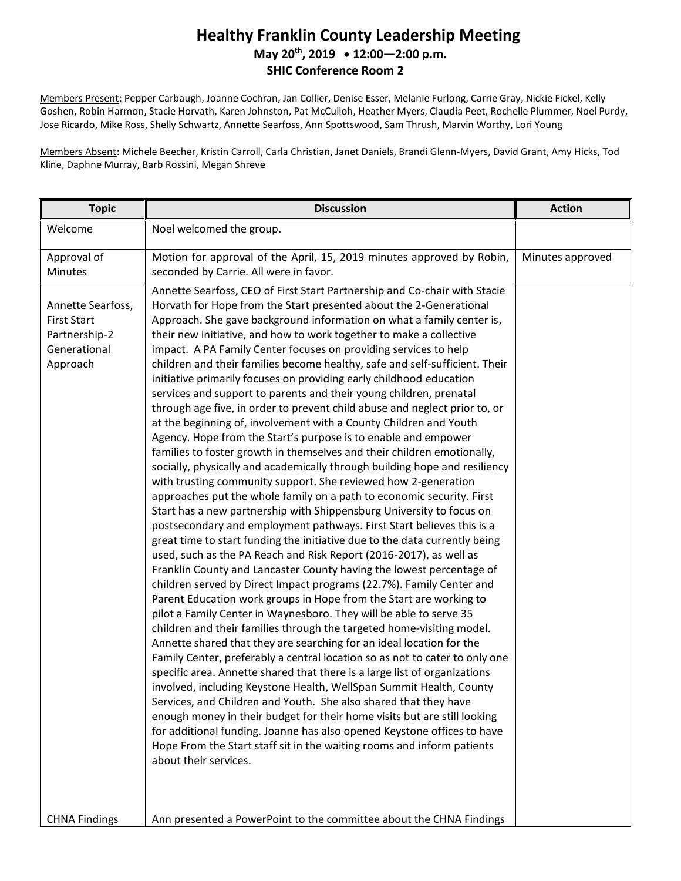# Healthy Franklin County Leadership Meeting

**May 20th, 2019 • 12:00—2:00 p.m.**

**SHIC Conference Room 2**

Members Present: Pepper Carbaugh, Joanne Cochran, Jan Collier, Denise Esser, Melanie Furlong, Carrie Gray, Nickie Fickel, Kelly Goshen, Robin Harmon, Stacie Horvath, Karen Johnston, Pat McCulloh, Heather Myers, Claudia Peet, Rochelle Plummer, Noel Purdy, Jose Ricardo, Mike Ross, Shelly Schwartz, Annette Searfoss, Ann Spottswood, Sam Thrush, Marvin Worthy, Lori Young

Members Absent: Michele Beecher, Kristin Carroll, Carla Christian, Janet Daniels, Brandi Glenn-Myers, David Grant, Amy Hicks, Tod Kline, Daphne Murray, Barb Rossini, Megan Shreve

| Topic | Discussion | Action |
|---|---|---|
| Welcome | Noel welcomed the group. | |
| Approval of Minutes | Motion for approval of the April, 15, 2019 minutes approved by Robin, seconded by Carrie. All were in favor. | Minutes approved |
| Annette Searfoss, First Start Partnership-2 Generational Approach | Annette Searfoss, CEO of First Start Partnership and Co-chair with Stacie Horvath for Hope from the Start presented about the 2-Generational Approach. She gave background information on what a family center is, their new initiative, and how to work together to make a collective impact. A PA Family Center focuses on providing services to help children and their families become healthy, safe and self-sufficient. Their initiative primarily focuses on providing early childhood education services and support to parents and their young children, prenatal through age five, in order to prevent child abuse and neglect prior to, or at the beginning of, involvement with a County Children and Youth Agency. Hope from the Start's purpose is to enable and empower families to foster growth in themselves and their children emotionally, socially, physically and academically through building hope and resiliency with trusting community support. She reviewed how 2-generation approaches put the whole family on a path to economic security. First Start has a new partnership with Shippensburg University to focus on postsecondary and employment pathways. First Start believes this is a great time to start funding the initiative due to the data currently being used, such as the PA Reach and Risk Report (2016-2017), as well as Franklin County and Lancaster County having the lowest percentage of children served by Direct Impact programs (22.7%). Family Center and Parent Education work groups in Hope from the Start are working to pilot a Family Center in Waynesboro. They will be able to serve 35 children and their families through the targeted home-visiting model. Annette shared that they are searching for an ideal location for the Family Center, preferably a central location so as not to cater to only one specific area. Annette shared that there is a large list of organizations involved, including Keystone Health, WellSpan Summit Health, County Services, and Children and Youth. She also shared that they have enough money in their budget for their home visits but are still looking for additional funding. Joanne has also opened Keystone offices to have Hope From the Start staff sit in the waiting rooms and inform patients about their services. | |
| CHNA Findings | Ann presented a PowerPoint to the committee about the CHNA Findings | |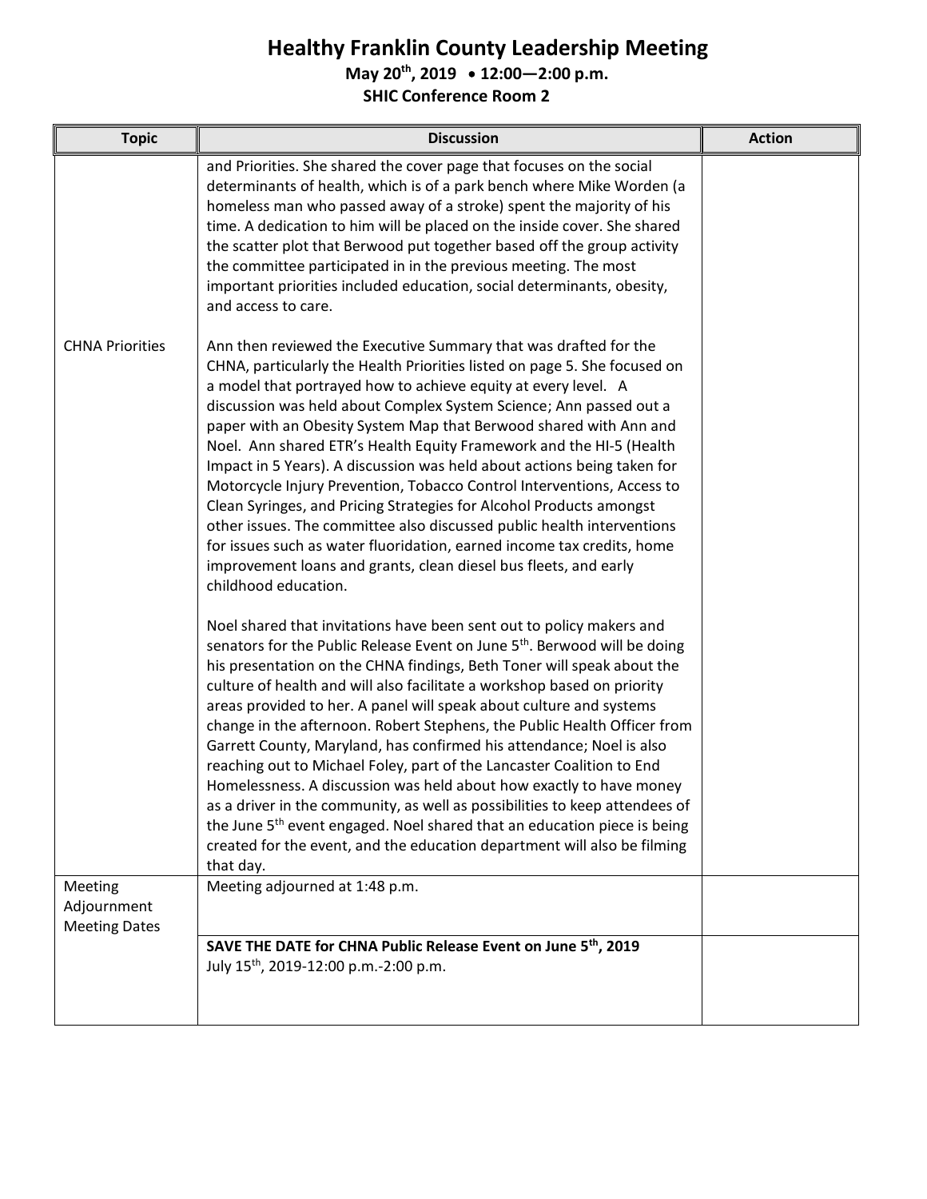# Healthy Franklin County Leadership Meeting

**May 20th, 2019 • 12:00—2:00 p.m.**

**SHIC Conference Room 2**

| Topic | Discussion | Action |
|---|---|---|
| CHNA Priorities | and Priorities. She shared the cover page that focuses on the social determinants of health, which is of a park bench where Mike Worden (a homeless man who passed away of a stroke) spent the majority of his time. A dedication to him will be placed on the inside cover. She shared the scatter plot that Berwood put together based off the group activity the committee participated in in the previous meeting. The most important priorities included education, social determinants, obesity, and access to care.<br><br>Ann then reviewed the Executive Summary that was drafted for the CHNA, particularly the Health Priorities listed on page 5. She focused on a model that portrayed how to achieve equity at every level. A discussion was held about Complex System Science; Ann passed out a paper with an Obesity System Map that Berwood shared with Ann and Noel. Ann shared ETR's Health Equity Framework and the HI-5 (Health Impact in 5 Years). A discussion was held about actions being taken for Motorcycle Injury Prevention, Tobacco Control Interventions, Access to Clean Syringes, and Pricing Strategies for Alcohol Products amongst other issues. The committee also discussed public health interventions for issues such as water fluoridation, earned income tax credits, home improvement loans and grants, clean diesel bus fleets, and early childhood education.<br><br>Noel shared that invitations have been sent out to policy makers and senators for the Public Release Event on June 5th. Berwood will be doing his presentation on the CHNA findings, Beth Toner will speak about the culture of health and will also facilitate a workshop based on priority areas provided to her. A panel will speak about culture and systems change in the afternoon. Robert Stephens, the Public Health Officer from Garrett County, Maryland, has confirmed his attendance; Noel is also reaching out to Michael Foley, part of the Lancaster Coalition to End Homelessness. A discussion was held about how exactly to have money as a driver in the community, as well as possibilities to keep attendees of the June 5th event engaged. Noel shared that an education piece is being created for the event, and the education department will also be filming that day. | |
| Meeting Adjournment | Meeting adjourned at 1:48 p.m. | |
| Meeting Dates | **SAVE THE DATE for CHNA Public Release Event on June 5th, 2019**<br>July 15th, 2019-12:00 p.m.-2:00 p.m. | |